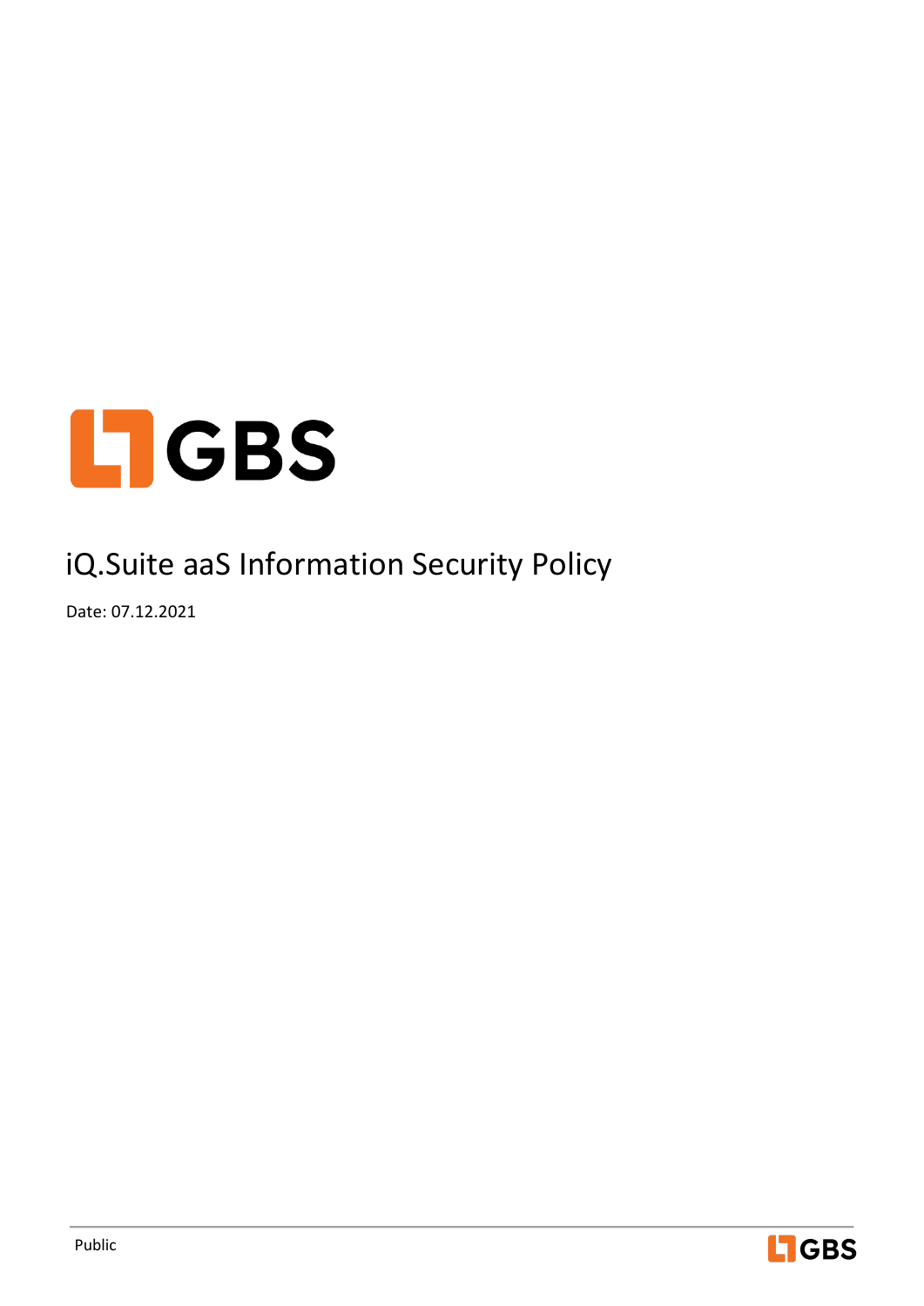# iQ.Suite aaS Information Security Policy

Date: 07.12.2021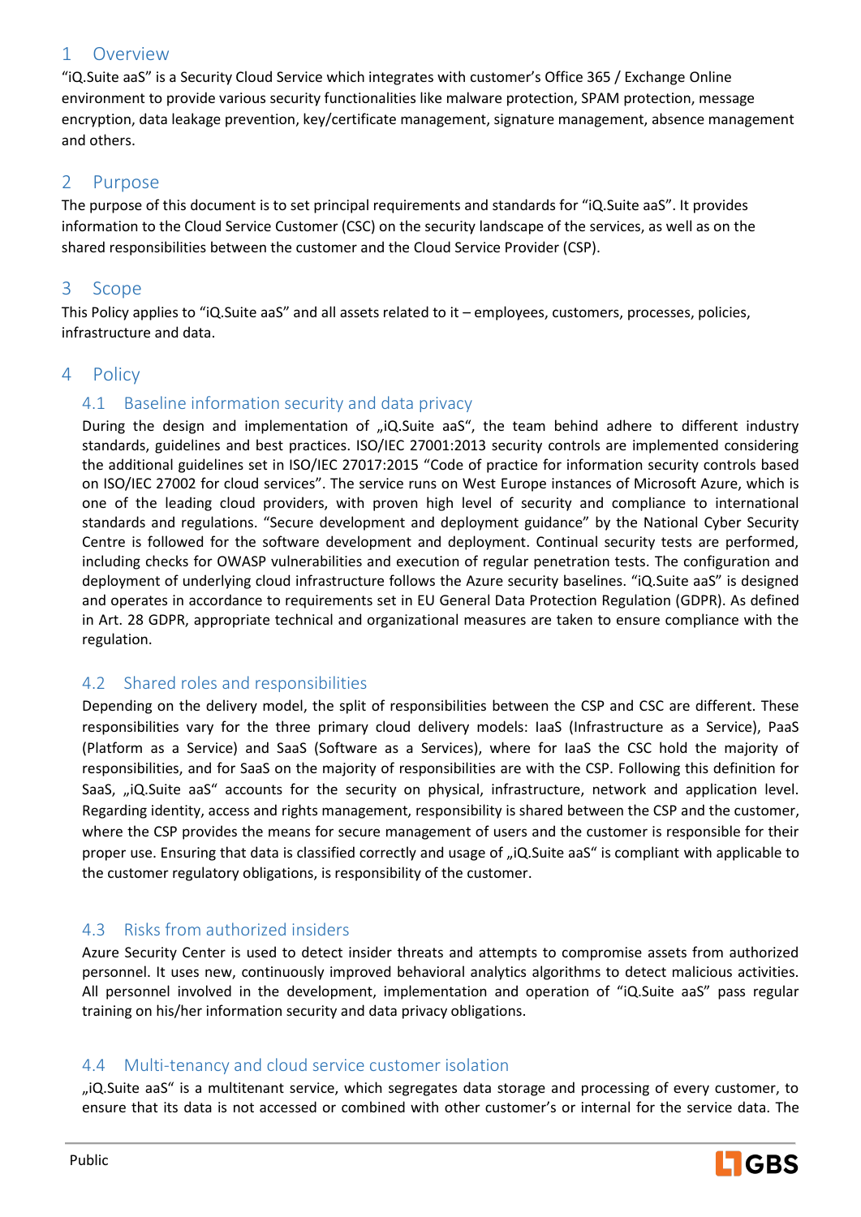# 1 Overview

"iQ.Suite aaS" is a Security Cloud Service which integrates with customer's Office 365 / Exchange Online environment to provide various security functionalities like malware protection, SPAM protection, message encryption, data leakage prevention, key/certificate management, signature management, absence management and others.

# 2 Purpose

The purpose of this document is to set principal requirements and standards for "iQ.Suite aaS". It provides information to the Cloud Service Customer (CSC) on the security landscape of the services, as well as on the shared responsibilities between the customer and the Cloud Service Provider (CSP).

# 3 Scope

This Policy applies to "iQ.Suite aaS" and all assets related to it – employees, customers, processes, policies, infrastructure and data.

# 4 Policy

## 4.1 Baseline information security and data privacy

During the design and implementation of „iQ.Suite aaS", the team behind adhere to different industry standards, guidelines and best practices. ISO/IEC 27001:2013 security controls are implemented considering the additional guidelines set in ISO/IEC 27017:2015 "Code of practice for information security controls based on ISO/IEC 27002 for cloud services". The service runs on West Europe instances of Microsoft Azure, which is one of the leading cloud providers, with proven high level of security and compliance to international standards and regulations. "Secure development and deployment guidance" by the National Cyber Security Centre is followed for the software development and deployment. Continual security tests are performed, including checks for OWASP vulnerabilities and execution of regular penetration tests. The configuration and deployment of underlying cloud infrastructure follows the Azure security baselines. "iQ.Suite aaS" is designed and operates in accordance to requirements set in EU General Data Protection Regulation (GDPR). As defined in Art. 28 GDPR, appropriate technical and organizational measures are taken to ensure compliance with the regulation.

## 4.2 Shared roles and responsibilities

Depending on the delivery model, the split of responsibilities between the CSP and CSC are different. These responsibilities vary for the three primary cloud delivery models: IaaS (Infrastructure as a Service), PaaS (Platform as a Service) and SaaS (Software as a Services), where for IaaS the CSC hold the majority of responsibilities, and for SaaS on the majority of responsibilities are with the CSP. Following this definition for SaaS, „iQ.Suite aaS" accounts for the security on physical, infrastructure, network and application level. Regarding identity, access and rights management, responsibility is shared between the CSP and the customer, where the CSP provides the means for secure management of users and the customer is responsible for their proper use. Ensuring that data is classified correctly and usage of „iQ.Suite aaS" is compliant with applicable to the customer regulatory obligations, is responsibility of the customer.

## 4.3 Risks from authorized insiders

Azure Security Center is used to detect insider threats and attempts to compromise assets from authorized personnel. It uses new, continuously improved behavioral analytics algorithms to detect malicious activities. All personnel involved in the development, implementation and operation of "iQ.Suite aaS" pass regular training on his/her information security and data privacy obligations.

## 4.4 Multi-tenancy and cloud service customer isolation

„iQ.Suite aaS" is a multitenant service, which segregates data storage and processing of every customer, to ensure that its data is not accessed or combined with other customer's or internal for the service data. The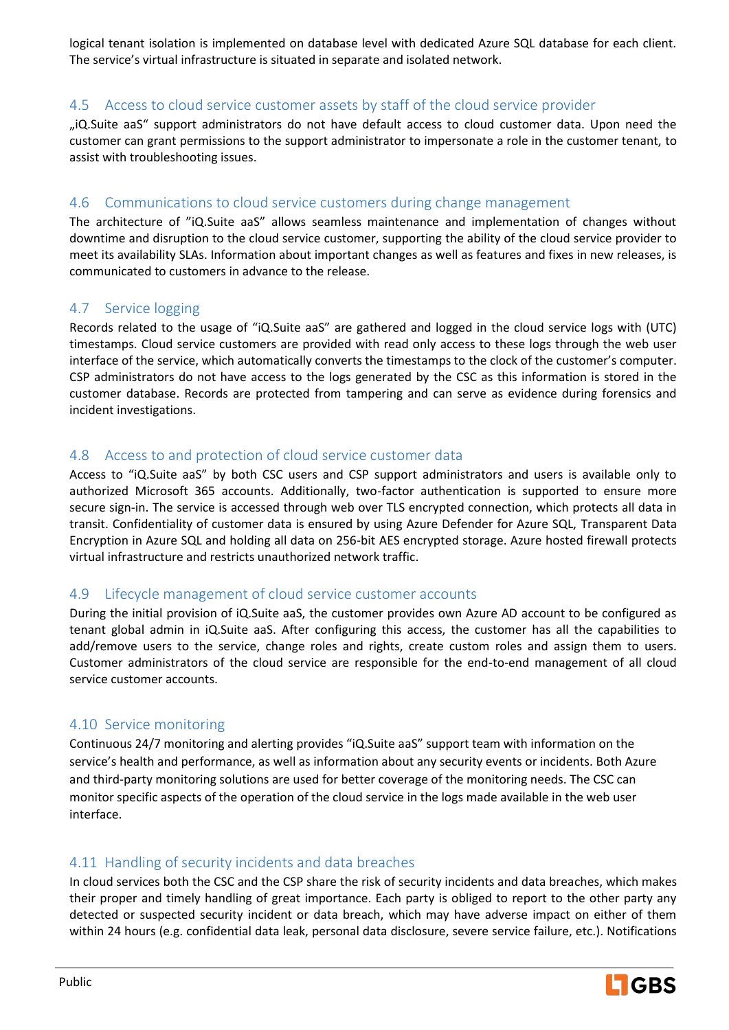logical tenant isolation is implemented on database level with dedicated Azure SQL database for each client. The service's virtual infrastructure is situated in separate and isolated network.

## 4.5 Access to cloud service customer assets by staff of the cloud service provider

„iQ.Suite aaS" support administrators do not have default access to cloud customer data. Upon need the customer can grant permissions to the support administrator to impersonate a role in the customer tenant, to assist with troubleshooting issues.

## 4.6 Communications to cloud service customers during change management

The architecture of "iQ.Suite aaS" allows seamless maintenance and implementation of changes without downtime and disruption to the cloud service customer, supporting the ability of the cloud service provider to meet its availability SLAs. Information about important changes as well as features and fixes in new releases, is communicated to customers in advance to the release.

## 4.7 Service logging

Records related to the usage of "iQ.Suite aaS" are gathered and logged in the cloud service logs with (UTC) timestamps. Cloud service customers are provided with read only access to these logs through the web user interface of the service, which automatically converts the timestamps to the clock of the customer's computer. CSP administrators do not have access to the logs generated by the CSC as this information is stored in the customer database. Records are protected from tampering and can serve as evidence during forensics and incident investigations.

## 4.8 Access to and protection of cloud service customer data

Access to "iQ.Suite aaS" by both CSC users and CSP support administrators and users is available only to authorized Microsoft 365 accounts. Additionally, two-factor authentication is supported to ensure more secure sign-in. The service is accessed through web over TLS encrypted connection, which protects all data in transit. Confidentiality of customer data is ensured by using Azure Defender for Azure SQL, Transparent Data Encryption in Azure SQL and holding all data on 256-bit AES encrypted storage. Azure hosted firewall protects virtual infrastructure and restricts unauthorized network traffic.

## 4.9 Lifecycle management of cloud service customer accounts

During the initial provision of iQ.Suite aaS, the customer provides own Azure AD account to be configured as tenant global admin in iQ.Suite aaS. After configuring this access, the customer has all the capabilities to add/remove users to the service, change roles and rights, create custom roles and assign them to users. Customer administrators of the cloud service are responsible for the end-to-end management of all cloud service customer accounts.

## 4.10 Service monitoring

Continuous 24/7 monitoring and alerting provides "iQ.Suite aaS" support team with information on the service's health and performance, as well as information about any security events or incidents. Both Azure and third-party monitoring solutions are used for better coverage of the monitoring needs. The CSC can monitor specific aspects of the operation of the cloud service in the logs made available in the web user interface.

## 4.11 Handling of security incidents and data breaches

In cloud services both the CSC and the CSP share the risk of security incidents and data breaches, which makes their proper and timely handling of great importance. Each party is obliged to report to the other party any detected or suspected security incident or data breach, which may have adverse impact on either of them within 24 hours (e.g. confidential data leak, personal data disclosure, severe service failure, etc.). Notifications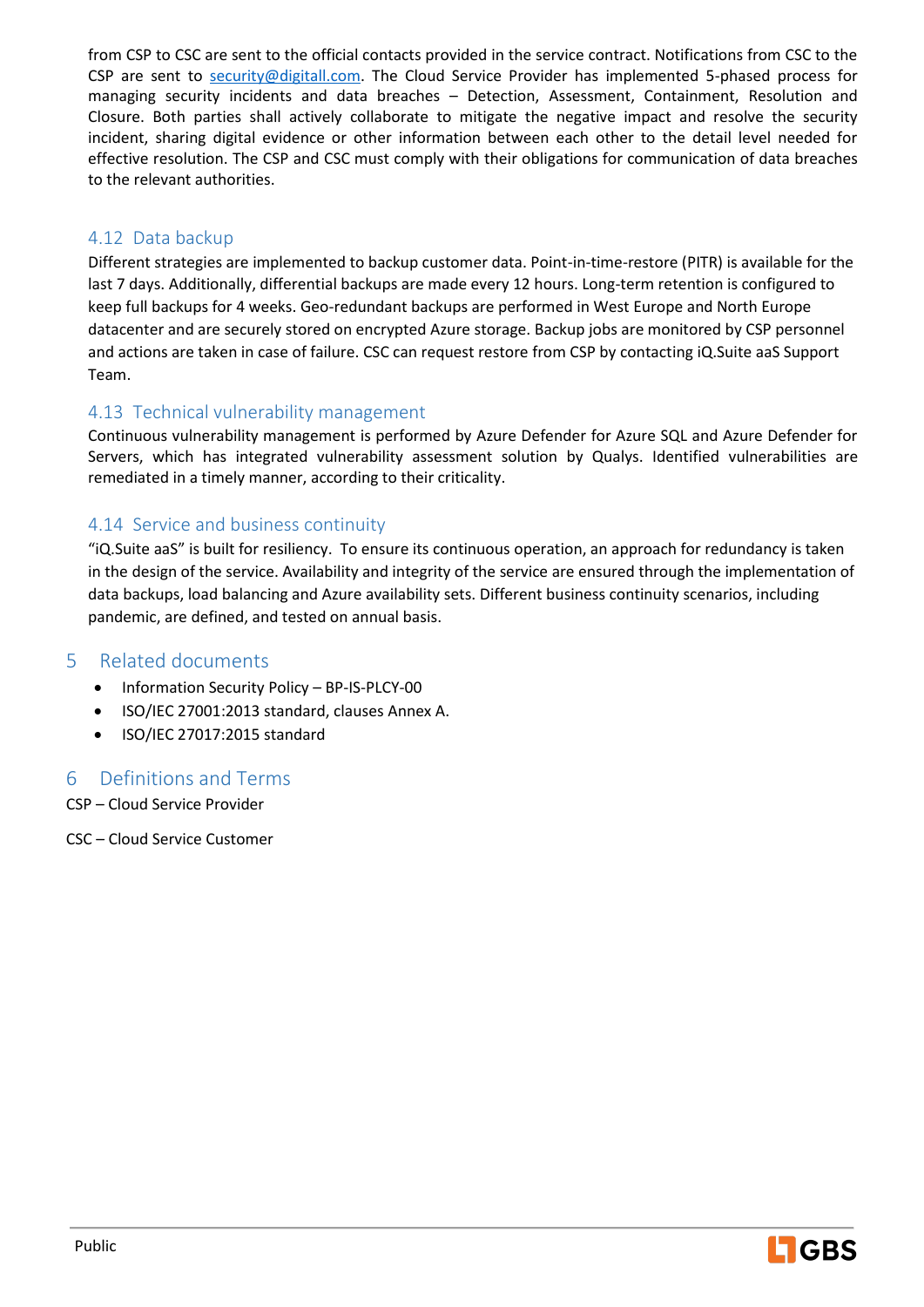from CSP to CSC are sent to the official contacts provided in the service contract. Notifications from CSC to the CSP are sent to security@digitall.com. The Cloud Service Provider has implemented 5-phased process for managing security incidents and data breaches – Detection, Assessment, Containment, Resolution and Closure. Both parties shall actively collaborate to mitigate the negative impact and resolve the security incident, sharing digital evidence or other information between each other to the detail level needed for effective resolution. The CSP and CSC must comply with their obligations for communication of data breaches to the relevant authorities.

### 4.12 Data backup

Different strategies are implemented to backup customer data. Point-in-time-restore (PITR) is available for the last 7 days. Additionally, differential backups are made every 12 hours. Long-term retention is configured to keep full backups for 4 weeks. Geo-redundant backups are performed in West Europe and North Europe datacenter and are securely stored on encrypted Azure storage. Backup jobs are monitored by CSP personnel and actions are taken in case of failure. CSC can request restore from CSP by contacting iQ.Suite aaS Support Team.

### 4.13 Technical vulnerability management

Continuous vulnerability management is performed by Azure Defender for Azure SQL and Azure Defender for Servers, which has integrated vulnerability assessment solution by Qualys. Identified vulnerabilities are remediated in a timely manner, according to their criticality.

### 4.14 Service and business continuity

"iQ.Suite aaS" is built for resiliency. To ensure its continuous operation, an approach for redundancy is taken in the design of the service. Availability and integrity of the service are ensured through the implementation of data backups, load balancing and Azure availability sets. Different business continuity scenarios, including pandemic, are defined, and tested on annual basis.

## 5 Related documents

- Information Security Policy – BP-IS-PLCY-00
- ISO/IEC 27001:2013 standard, clauses Annex A.
- ISO/IEC 27017:2015 standard

## 6 Definitions and Terms

CSP – Cloud Service Provider

CSC – Cloud Service Customer